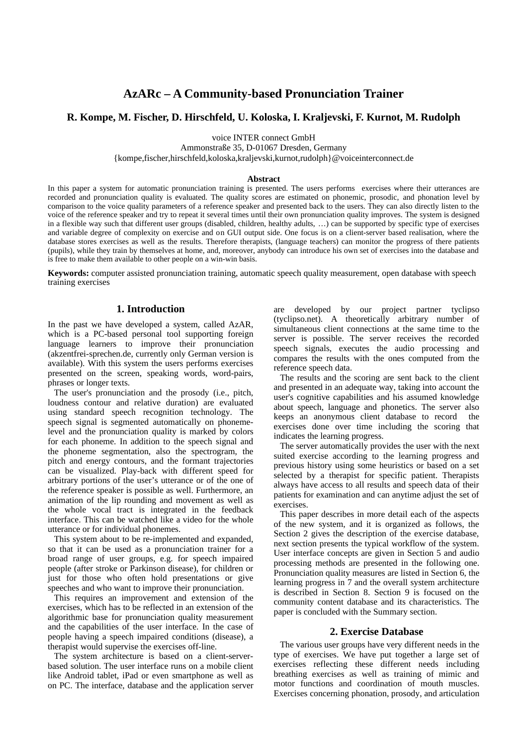# AzARc – A Community-based Pronunciation Trainer

**R. Kompe, M. Fischer, D. Hirschfeld, U. Koloska, I. Kraljevski, F. Kurnot, M. Rudolph**

voice INTER connect GmbH
Ammonstraße 35, D-01067 Dresden, Germany
{kompe,fischer,hirschfeld,koloska,kraljevski,kurnot,rudolph}@voiceinterconnect.de

**Abstract**

In this paper a system for automatic pronunciation training is presented. The users performs exercises where their utterances are recorded and pronunciation quality is evaluated. The quality scores are estimated on phonemic, prosodic, and phonation level by comparison to the voice quality parameters of a reference speaker and presented back to the users. They can also directly listen to the voice of the reference speaker and try to repeat it several times until their own pronunciation quality improves. The system is designed in a flexible way such that different user groups (disabled, children, healthy adults, …) can be supported by specific type of exercises and variable degree of complexity on exercise and on GUI output side. One focus is on a client-server based realisation, where the database stores exercises as well as the results. Therefore therapists, (language teachers) can monitor the progress of there patients (pupils), while they train by themselves at home, and, moreover, anybody can introduce his own set of exercises into the database and is free to make them available to other people on a win-win basis.

**Keywords:** computer assisted pronunciation training, automatic speech quality measurement, open database with speech training exercises

## 1. Introduction

In the past we have developed a system, called AzAR, which is a PC-based personal tool supporting foreign language learners to improve their pronunciation (akzentfrei-sprechen.de, currently only German version is available). With this system the users performs exercises presented on the screen, speaking words, word-pairs, phrases or longer texts.

The user's pronunciation and the prosody (i.e., pitch, loudness contour and relative duration) are evaluated using standard speech recognition technology. The speech signal is segmented automatically on phoneme-level and the pronunciation quality is marked by colors for each phoneme. In addition to the speech signal and the phoneme segmentation, also the spectrogram, the pitch and energy contours, and the formant trajectories can be visualized. Play-back with different speed for arbitrary portions of the user's utterance or of the one of the reference speaker is possible as well. Furthermore, an animation of the lip rounding and movement as well as the whole vocal tract is integrated in the feedback interface. This can be watched like a video for the whole utterance or for individual phonemes.

This system about to be re-implemented and expanded, so that it can be used as a pronunciation trainer for a broad range of user groups, e.g. for speech impaired people (after stroke or Parkinson disease), for children or just for those who often hold presentations or give speeches and who want to improve their pronunciation.

This requires an improvement and extension of the exercises, which has to be reflected in an extension of the algorithmic base for pronunciation quality measurement and the capabilities of the user interface. In the case of people having a speech impaired conditions (disease), a therapist would supervise the exercises off-line.

The system architecture is based on a client-server-based solution. The user interface runs on a mobile client like Android tablet, iPad or even smartphone as well as on PC. The interface, database and the application server are developed by our project partner tyclipso (tyclipso.net). A theoretically arbitrary number of simultaneous client connections at the same time to the server is possible. The server receives the recorded speech signals, executes the audio processing and compares the results with the ones computed from the reference speech data.

The results and the scoring are sent back to the client and presented in an adequate way, taking into account the user's cognitive capabilities and his assumed knowledge about speech, language and phonetics. The server also keeps an anonymous client database to record the exercises done over time including the scoring that indicates the learning progress.

The server automatically provides the user with the next suited exercise according to the learning progress and previous history using some heuristics or based on a set selected by a therapist for specific patient. Therapists always have access to all results and speech data of their patients for examination and can anytime adjust the set of exercises.

This paper describes in more detail each of the aspects of the new system, and it is organized as follows, the Section 2 gives the description of the exercise database, next section presents the typical workflow of the system. User interface concepts are given in Section 5 and audio processing methods are presented in the following one. Pronunciation quality measures are listed in Section 6, the learning progress in 7 and the overall system architecture is described in Section 8. Section 9 is focused on the community content database and its characteristics. The paper is concluded with the Summary section.

## 2. Exercise Database

The various user groups have very different needs in the type of exercises. We have put together a large set of exercises reflecting these different needs including breathing exercises as well as training of mimic and motor functions and coordination of mouth muscles. Exercises concerning phonation, prosody, and articulation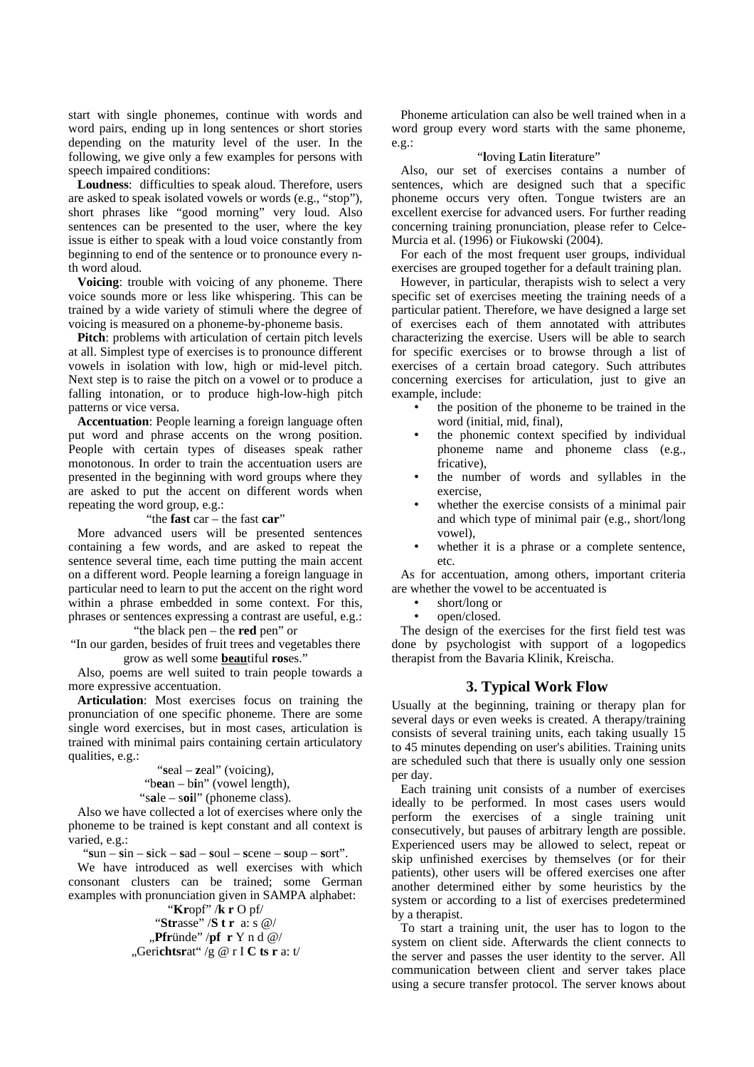start with single phonemes, continue with words and word pairs, ending up in long sentences or short stories depending on the maturity level of the user. In the following, we give only a few examples for persons with speech impaired conditions:

**Loudness**: difficulties to speak aloud. Therefore, users are asked to speak isolated vowels or words (e.g., "stop"), short phrases like "good morning" very loud. Also sentences can be presented to the user, where the key issue is either to speak with a loud voice constantly from beginning to end of the sentence or to pronounce every n-th word aloud.

**Voicing**: trouble with voicing of any phoneme. There voice sounds more or less like whispering. This can be trained by a wide variety of stimuli where the degree of voicing is measured on a phoneme-by-phoneme basis.

**Pitch**: problems with articulation of certain pitch levels at all. Simplest type of exercises is to pronounce different vowels in isolation with low, high or mid-level pitch. Next step is to raise the pitch on a vowel or to produce a falling intonation, or to produce high-low-high pitch patterns or vice versa.

**Accentuation**: People learning a foreign language often put word and phrase accents on the wrong position. People with certain types of diseases speak rather monotonous. In order to train the accentuation users are presented in the beginning with word groups where they are asked to put the accent on different words when repeating the word group, e.g.:

"the **fast** car – the fast **car**"

More advanced users will be presented sentences containing a few words, and are asked to repeat the sentence several time, each time putting the main accent on a different word. People learning a foreign language in particular need to learn to put the accent on the right word within a phrase embedded in some context. For this, phrases or sentences expressing a contrast are useful, e.g.:

"the black pen – the **red** pen" or

"In our garden, besides of fruit trees and vegetables there grow as well some **beau**tiful **ros**es."

Also, poems are well suited to train people towards a more expressive accentuation.

**Articulation**: Most exercises focus on training the pronunciation of one specific phoneme. There are some single word exercises, but in most cases, articulation is trained with minimal pairs containing certain articulatory qualities, e.g.:

"**s**eal – **z**eal" (voicing),

"b**ea**n – b**i**n" (vowel length),

"s**a**le – s**oi**l" (phoneme class).

Also we have collected a lot of exercises where only the phoneme to be trained is kept constant and all context is varied, e.g.:

"**s**un – **s**in – **s**ick – **s**ad – **s**oul – **s**cene – **s**oup – **s**ort".

We have introduced as well exercises with which consonant clusters can be trained; some German examples with pronunciation given in SAMPA alphabet:

"**Kr**opf" /**k r** O pf/

"**Str**asse" /**S t r** a: s @/

„**Pfr**ünde" /**pf r** Y n d @/

„Geri**chtsr**at" /g @ r I **C ts r** a: t/

Phoneme articulation can also be well trained when in a word group every word starts with the same phoneme, e.g.:

"**l**oving **L**atin **l**iterature"

Also, our set of exercises contains a number of sentences, which are designed such that a specific phoneme occurs very often. Tongue twisters are an excellent exercise for advanced users. For further reading concerning training pronunciation, please refer to Celce-Murcia et al. (1996) or Fiukowski (2004).

For each of the most frequent user groups, individual exercises are grouped together for a default training plan.

However, in particular, therapists wish to select a very specific set of exercises meeting the training needs of a particular patient. Therefore, we have designed a large set of exercises each of them annotated with attributes characterizing the exercise. Users will be able to search for specific exercises or to browse through a list of exercises of a certain broad category. Such attributes concerning exercises for articulation, just to give an example, include:

- the position of the phoneme to be trained in the word (initial, mid, final),
- the phonemic context specified by individual phoneme name and phoneme class (e.g., fricative),
- the number of words and syllables in the exercise,
- whether the exercise consists of a minimal pair and which type of minimal pair (e.g., short/long vowel),
- whether it is a phrase or a complete sentence, etc.

As for accentuation, among others, important criteria are whether the vowel to be accentuated is

- short/long or
- open/closed.

The design of the exercises for the first field test was done by psychologist with support of a logopedics therapist from the Bavaria Klinik, Kreischa.

## 3. Typical Work Flow

Usually at the beginning, training or therapy plan for several days or even weeks is created. A therapy/training consists of several training units, each taking usually 15 to 45 minutes depending on user's abilities. Training units are scheduled such that there is usually only one session per day.

Each training unit consists of a number of exercises ideally to be performed. In most cases users would perform the exercises of a single training unit consecutively, but pauses of arbitrary length are possible. Experienced users may be allowed to select, repeat or skip unfinished exercises by themselves (or for their patients), other users will be offered exercises one after another determined either by some heuristics by the system or according to a list of exercises predetermined by a therapist.

To start a training unit, the user has to logon to the system on client side. Afterwards the client connects to the server and passes the user identity to the server. All communication between client and server takes place using a secure transfer protocol. The server knows about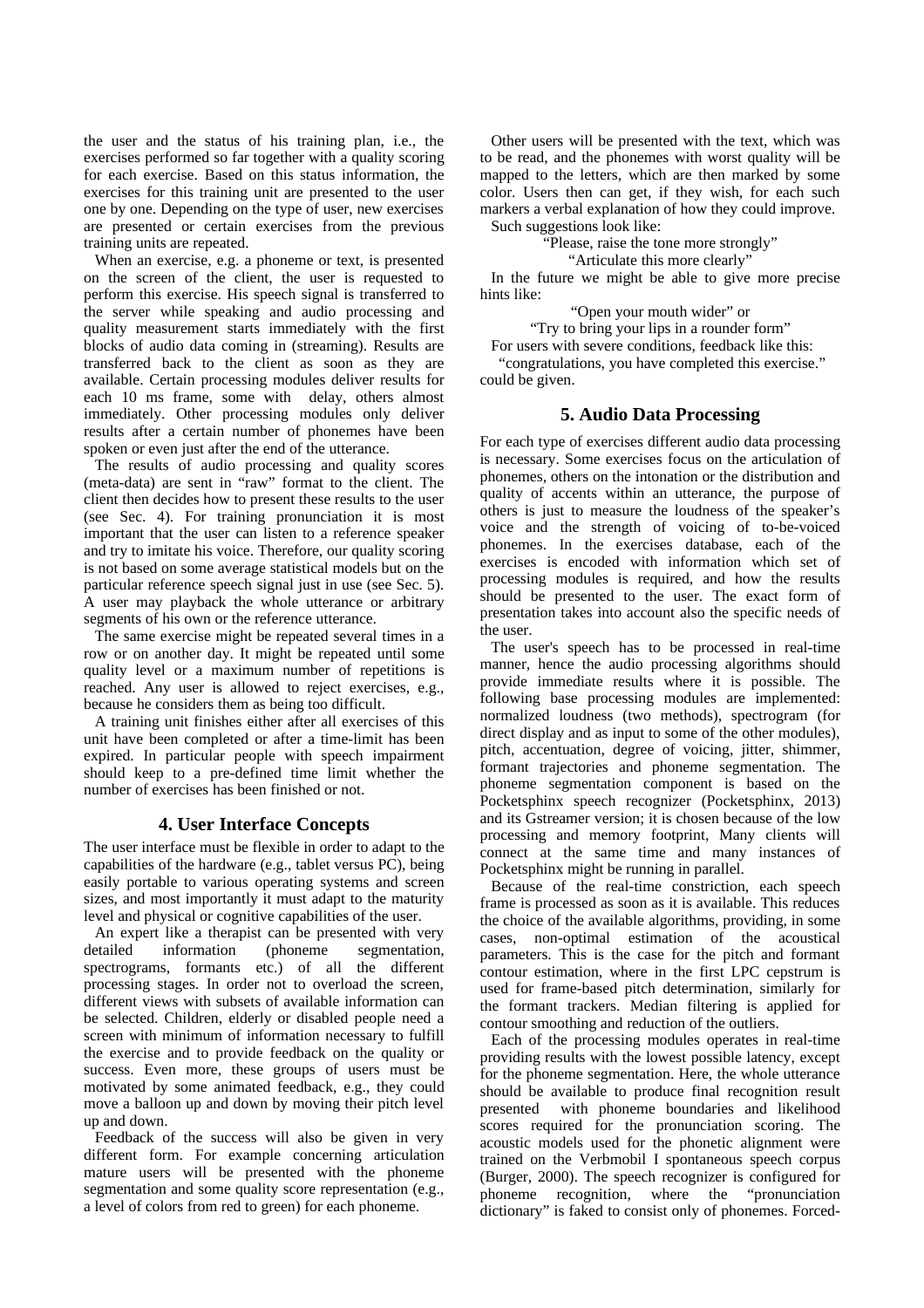the user and the status of his training plan, i.e., the exercises performed so far together with a quality scoring for each exercise. Based on this status information, the exercises for this training unit are presented to the user one by one. Depending on the type of user, new exercises are presented or certain exercises from the previous training units are repeated.

When an exercise, e.g. a phoneme or text, is presented on the screen of the client, the user is requested to perform this exercise. His speech signal is transferred to the server while speaking and audio processing and quality measurement starts immediately with the first blocks of audio data coming in (streaming). Results are transferred back to the client as soon as they are available. Certain processing modules deliver results for each 10 ms frame, some with delay, others almost immediately. Other processing modules only deliver results after a certain number of phonemes have been spoken or even just after the end of the utterance.

The results of audio processing and quality scores (meta-data) are sent in "raw" format to the client. The client then decides how to present these results to the user (see Sec. 4). For training pronunciation it is most important that the user can listen to a reference speaker and try to imitate his voice. Therefore, our quality scoring is not based on some average statistical models but on the particular reference speech signal just in use (see Sec. 5). A user may playback the whole utterance or arbitrary segments of his own or the reference utterance.

The same exercise might be repeated several times in a row or on another day. It might be repeated until some quality level or a maximum number of repetitions is reached. Any user is allowed to reject exercises, e.g., because he considers them as being too difficult.

A training unit finishes either after all exercises of this unit have been completed or after a time-limit has been expired. In particular people with speech impairment should keep to a pre-defined time limit whether the number of exercises has been finished or not.

## 4. User Interface Concepts

The user interface must be flexible in order to adapt to the capabilities of the hardware (e.g., tablet versus PC), being easily portable to various operating systems and screen sizes, and most importantly it must adapt to the maturity level and physical or cognitive capabilities of the user.

An expert like a therapist can be presented with very detailed information (phoneme segmentation, spectrograms, formants etc.) of all the different processing stages. In order not to overload the screen, different views with subsets of available information can be selected. Children, elderly or disabled people need a screen with minimum of information necessary to fulfill the exercise and to provide feedback on the quality or success. Even more, these groups of users must be motivated by some animated feedback, e.g., they could move a balloon up and down by moving their pitch level up and down.

Feedback of the success will also be given in very different form. For example concerning articulation mature users will be presented with the phoneme segmentation and some quality score representation (e.g., a level of colors from red to green) for each phoneme.

Other users will be presented with the text, which was to be read, and the phonemes with worst quality will be mapped to the letters, which are then marked by some color. Users then can get, if they wish, for each such markers a verbal explanation of how they could improve.

Such suggestions look like:

"Please, raise the tone more strongly"

"Articulate this more clearly"

In the future we might be able to give more precise hints like:

"Open your mouth wider" or

"Try to bring your lips in a rounder form"

For users with severe conditions, feedback like this:

"congratulations, you have completed this exercise."

could be given.

## 5. Audio Data Processing

For each type of exercises different audio data processing is necessary. Some exercises focus on the articulation of phonemes, others on the intonation or the distribution and quality of accents within an utterance, the purpose of others is just to measure the loudness of the speaker's voice and the strength of voicing of to-be-voiced phonemes. In the exercises database, each of the exercises is encoded with information which set of processing modules is required, and how the results should be presented to the user. The exact form of presentation takes into account also the specific needs of the user.

The user's speech has to be processed in real-time manner, hence the audio processing algorithms should provide immediate results where it is possible. The following base processing modules are implemented: normalized loudness (two methods), spectrogram (for direct display and as input to some of the other modules), pitch, accentuation, degree of voicing, jitter, shimmer, formant trajectories and phoneme segmentation. The phoneme segmentation component is based on the Pocketsphinx speech recognizer (Pocketsphinx, 2013) and its Gstreamer version; it is chosen because of the low processing and memory footprint, Many clients will connect at the same time and many instances of Pocketsphinx might be running in parallel.

Because of the real-time constriction, each speech frame is processed as soon as it is available. This reduces the choice of the available algorithms, providing, in some cases, non-optimal estimation of the acoustical parameters. This is the case for the pitch and formant contour estimation, where in the first LPC cepstrum is used for frame-based pitch determination, similarly for the formant trackers. Median filtering is applied for contour smoothing and reduction of the outliers.

Each of the processing modules operates in real-time providing results with the lowest possible latency, except for the phoneme segmentation. Here, the whole utterance should be available to produce final recognition result presented with phoneme boundaries and likelihood scores required for the pronunciation scoring. The acoustic models used for the phonetic alignment were trained on the Verbmobil I spontaneous speech corpus (Burger, 2000). The speech recognizer is configured for phoneme recognition, where the "pronunciation dictionary" is faked to consist only of phonemes. Forced-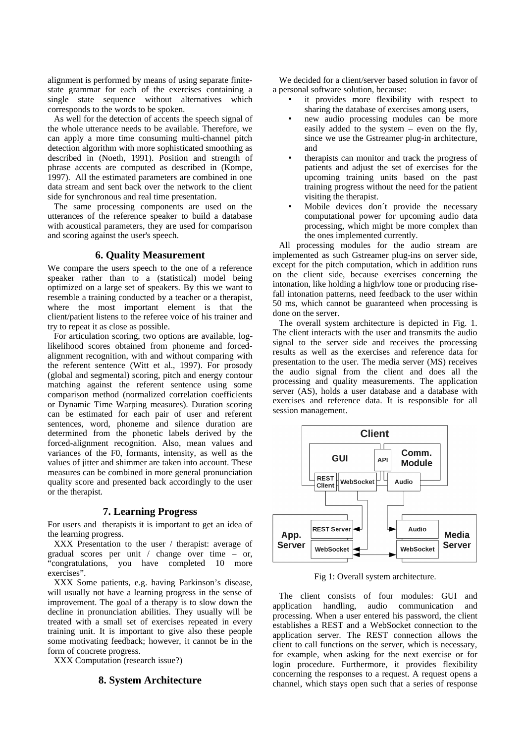alignment is performed by means of using separate finite-state grammar for each of the exercises containing a single state sequence without alternatives which corresponds to the words to be spoken.

As well for the detection of accents the speech signal of the whole utterance needs to be available. Therefore, we can apply a more time consuming multi-channel pitch detection algorithm with more sophisticated smoothing as described in (Noeth, 1991). Position and strength of phrase accents are computed as described in (Kompe, 1997). All the estimated parameters are combined in one data stream and sent back over the network to the client side for synchronous and real time presentation.

The same processing components are used on the utterances of the reference speaker to build a database with acoustical parameters, they are used for comparison and scoring against the user's speech.

## 6. Quality Measurement

We compare the users speech to the one of a reference speaker rather than to a (statistical) model being optimized on a large set of speakers. By this we want to resemble a training conducted by a teacher or a therapist, where the most important element is that the client/patient listens to the referee voice of his trainer and try to repeat it as close as possible.

For articulation scoring, two options are available, log-likelihood scores obtained from phoneme and forced-alignment recognition, with and without comparing with the referent sentence (Witt et al., 1997). For prosody (global and segmental) scoring, pitch and energy contour matching against the referent sentence using some comparison method (normalized correlation coefficients or Dynamic Time Warping measures). Duration scoring can be estimated for each pair of user and referent sentences, word, phoneme and silence duration are determined from the phonetic labels derived by the forced-alignment recognition. Also, mean values and variances of the F0, formants, intensity, as well as the values of jitter and shimmer are taken into account. These measures can be combined in more general pronunciation quality score and presented back accordingly to the user or the therapist.

## 7. Learning Progress

For users and therapists it is important to get an idea of the learning progress.

XXX Presentation to the user / therapist: average of gradual scores per unit / change over time – or, "congratulations, you have completed 10 more exercises".

XXX Some patients, e.g. having Parkinson's disease, will usually not have a learning progress in the sense of improvement. The goal of a therapy is to slow down the decline in pronunciation abilities. They usually will be treated with a small set of exercises repeated in every training unit. It is important to give also these people some motivating feedback; however, it cannot be in the form of concrete progress.

XXX Computation (research issue?)

## 8. System Architecture

We decided for a client/server based solution in favor of a personal software solution, because:

- it provides more flexibility with respect to sharing the database of exercises among users,
- new audio processing modules can be more easily added to the system – even on the fly, since we use the Gstreamer plug-in architecture, and
- therapists can monitor and track the progress of patients and adjust the set of exercises for the upcoming training units based on the past training progress without the need for the patient visiting the therapist.
- Mobile devices don´t provide the necessary computational power for upcoming audio data processing, which might be more complex than the ones implemented currently.

All processing modules for the audio stream are implemented as such Gstreamer plug-ins on server side, except for the pitch computation, which in addition runs on the client side, because exercises concerning the intonation, like holding a high/low tone or producing rise-fall intonation patterns, need feedback to the user within 50 ms, which cannot be guaranteed when processing is done on the server.

The overall system architecture is depicted in Fig. 1. The client interacts with the user and transmits the audio signal to the server side and receives the processing results as well as the exercises and reference data for presentation to the user. The media server (MS) receives the audio signal from the client and does all the processing and quality measurements. The application server (AS), holds a user database and a database with exercises and reference data. It is responsible for all session management.

Fig 1: Overall system architecture.

The client consists of four modules: GUI and application handling, audio communication and processing. When a user entered his password, the client establishes a REST and a WebSocket connection to the application server. The REST connection allows the client to call functions on the server, which is necessary, for example, when asking for the next exercise or for login procedure. Furthermore, it provides flexibility concerning the responses to a request. A request opens a channel, which stays open such that a series of response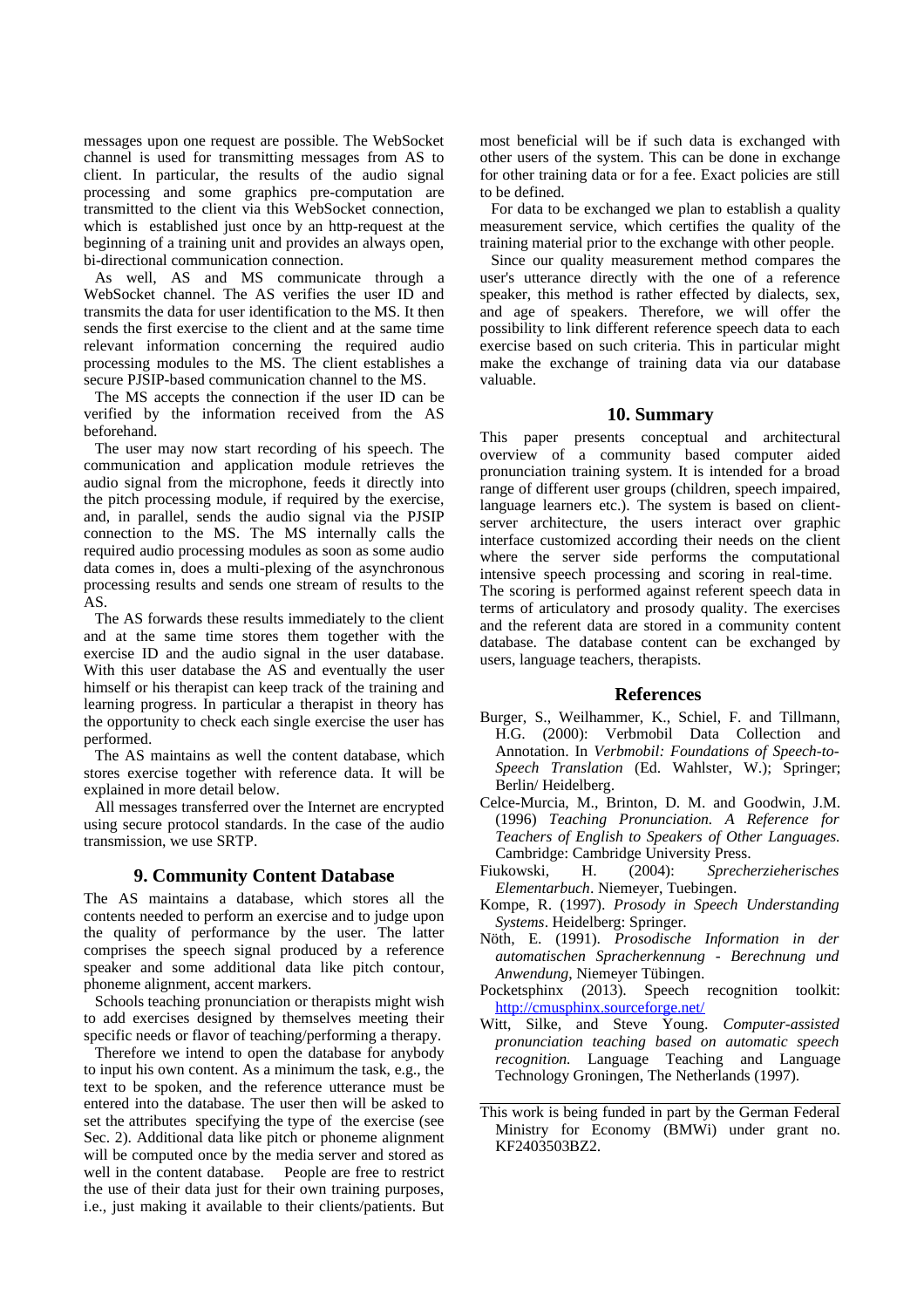messages upon one request are possible. The WebSocket channel is used for transmitting messages from AS to client. In particular, the results of the audio signal processing and some graphics pre-computation are transmitted to the client via this WebSocket connection, which is established just once by an http-request at the beginning of a training unit and provides an always open, bi-directional communication connection.

As well, AS and MS communicate through a WebSocket channel. The AS verifies the user ID and transmits the data for user identification to the MS. It then sends the first exercise to the client and at the same time relevant information concerning the required audio processing modules to the MS. The client establishes a secure PJSIP-based communication channel to the MS.

The MS accepts the connection if the user ID can be verified by the information received from the AS beforehand.

The user may now start recording of his speech. The communication and application module retrieves the audio signal from the microphone, feeds it directly into the pitch processing module, if required by the exercise, and, in parallel, sends the audio signal via the PJSIP connection to the MS. The MS internally calls the required audio processing modules as soon as some audio data comes in, does a multi-plexing of the asynchronous processing results and sends one stream of results to the AS.

The AS forwards these results immediately to the client and at the same time stores them together with the exercise ID and the audio signal in the user database. With this user database the AS and eventually the user himself or his therapist can keep track of the training and learning progress. In particular a therapist in theory has the opportunity to check each single exercise the user has performed.

The AS maintains as well the content database, which stores exercise together with reference data. It will be explained in more detail below.

All messages transferred over the Internet are encrypted using secure protocol standards. In the case of the audio transmission, we use SRTP.

## 9. Community Content Database

The AS maintains a database, which stores all the contents needed to perform an exercise and to judge upon the quality of performance by the user. The latter comprises the speech signal produced by a reference speaker and some additional data like pitch contour, phoneme alignment, accent markers.

Schools teaching pronunciation or therapists might wish to add exercises designed by themselves meeting their specific needs or flavor of teaching/performing a therapy.

Therefore we intend to open the database for anybody to input his own content. As a minimum the task, e.g., the text to be spoken, and the reference utterance must be entered into the database. The user then will be asked to set the attributes specifying the type of the exercise (see Sec. 2). Additional data like pitch or phoneme alignment will be computed once by the media server and stored as well in the content database. People are free to restrict the use of their data just for their own training purposes, i.e., just making it available to their clients/patients. But most beneficial will be if such data is exchanged with other users of the system. This can be done in exchange for other training data or for a fee. Exact policies are still to be defined.

For data to be exchanged we plan to establish a quality measurement service, which certifies the quality of the training material prior to the exchange with other people.

Since our quality measurement method compares the user's utterance directly with the one of a reference speaker, this method is rather effected by dialects, sex, and age of speakers. Therefore, we will offer the possibility to link different reference speech data to each exercise based on such criteria. This in particular might make the exchange of training data via our database valuable.

## 10. Summary

This paper presents conceptual and architectural overview of a community based computer aided pronunciation training system. It is intended for a broad range of different user groups (children, speech impaired, language learners etc.). The system is based on client-server architecture, the users interact over graphic interface customized according their needs on the client where the server side performs the computational intensive speech processing and scoring in real-time. The scoring is performed against referent speech data in terms of articulatory and prosody quality. The exercises and the referent data are stored in a community content database. The database content can be exchanged by users, language teachers, therapists.

## References

Burger, S., Weilhammer, K., Schiel, F. and Tillmann, H.G. (2000): Verbmobil Data Collection and Annotation. In *Verbmobil: Foundations of Speech-to-Speech Translation* (Ed. Wahlster, W.); Springer; Berlin/ Heidelberg.

Celce-Murcia, M., Brinton, D. M. and Goodwin, J.M. (1996) *Teaching Pronunciation. A Reference for Teachers of English to Speakers of Other Languages.* Cambridge: Cambridge University Press.

Fiukowski, H. (2004): *Sprecherzieherisches Elementarbuch*. Niemeyer, Tuebingen.

Kompe, R. (1997). *Prosody in Speech Understanding Systems*. Heidelberg: Springer.

Nöth, E. (1991). *Prosodische Information in der automatischen Spracherkennung - Berechnung und Anwendung*, Niemeyer Tübingen.

Pocketsphinx (2013). Speech recognition toolkit: http://cmusphinx.sourceforge.net/

Witt, Silke, and Steve Young. *Computer-assisted pronunciation teaching based on automatic speech recognition.* Language Teaching and Language Technology Groningen, The Netherlands (1997).

---

This work is being funded in part by the German Federal Ministry for Economy (BMWi) under grant no. KF2403503BZ2.